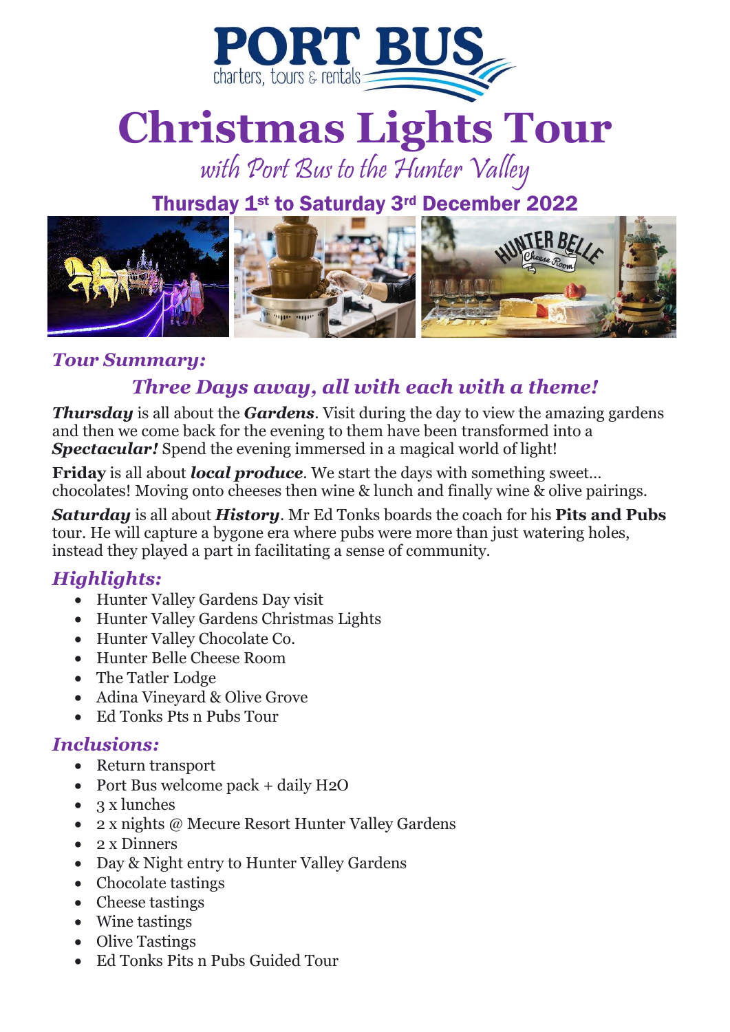# PORT BUS

charters, tours & rentals

# Christmas Lights Tour

*with Port Bus to the Hunter Valley*

**Thursday 1st to Saturday 3rd December 2022**

## *Tour Summary:*

### *Three Days away, all with each with a theme!*

***Thursday*** is all about the ***Gardens***. Visit during the day to view the amazing gardens and then we come back for the evening to them have been transformed into a ***Spectacular!*** Spend the evening immersed in a magical world of light!

**Friday** is all about ***local produce***. We start the days with something sweet… chocolates! Moving onto cheeses then wine & lunch and finally wine & olive pairings.

***Saturday*** is all about ***History***. Mr Ed Tonks boards the coach for his **Pits and Pubs** tour. He will capture a bygone era where pubs were more than just watering holes, instead they played a part in facilitating a sense of community.

## *Highlights:*

- Hunter Valley Gardens Day visit
- Hunter Valley Gardens Christmas Lights
- Hunter Valley Chocolate Co.
- Hunter Belle Cheese Room
- The Tatler Lodge
- Adina Vineyard & Olive Grove
- Ed Tonks Pts n Pubs Tour

## *Inclusions:*

- Return transport
- Port Bus welcome pack + daily H2O
- 3 x lunches
- 2 x nights @ Mecure Resort Hunter Valley Gardens
- 2 x Dinners
- Day & Night entry to Hunter Valley Gardens
- Chocolate tastings
- Cheese tastings
- Wine tastings
- Olive Tastings
- Ed Tonks Pits n Pubs Guided Tour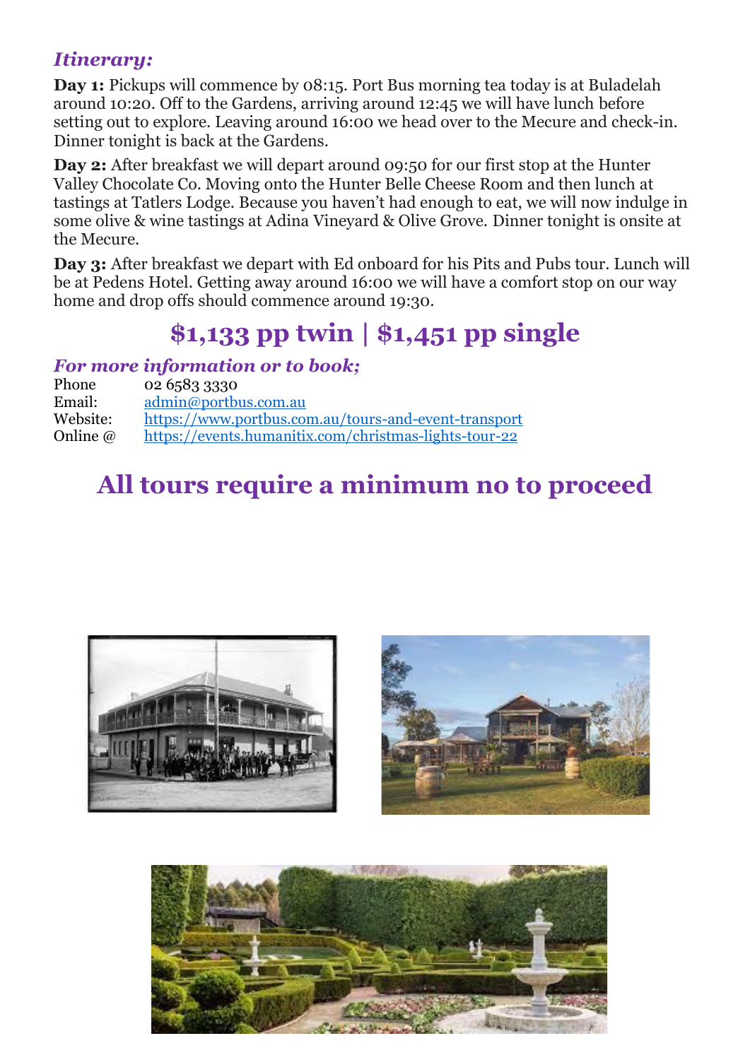### *Itinerary:*

**Day 1:** Pickups will commence by 08:15. Port Bus morning tea today is at Buladelah around 10:20. Off to the Gardens, arriving around 12:45 we will have lunch before setting out to explore. Leaving around 16:00 we head over to the Mecure and check-in. Dinner tonight is back at the Gardens.

**Day 2:** After breakfast we will depart around 09:50 for our first stop at the Hunter Valley Chocolate Co. Moving onto the Hunter Belle Cheese Room and then lunch at tastings at Tatlers Lodge. Because you haven't had enough to eat, we will now indulge in some olive & wine tastings at Adina Vineyard & Olive Grove. Dinner tonight is onsite at the Mecure.

**Day 3:** After breakfast we depart with Ed onboard for his Pits and Pubs tour. Lunch will be at Pedens Hotel. Getting away around 16:00 we will have a comfort stop on our way home and drop offs should commence around 19:30.

## $1,133 pp twin | $1,451 pp single

### *For more information or to book;*

Phone 02 6583 3330
Email: admin@portbus.com.au
Website: https://www.portbus.com.au/tours-and-event-transport
Online @ https://events.humanitix.com/christmas-lights-tour-22

## All tours require a minimum no to proceed